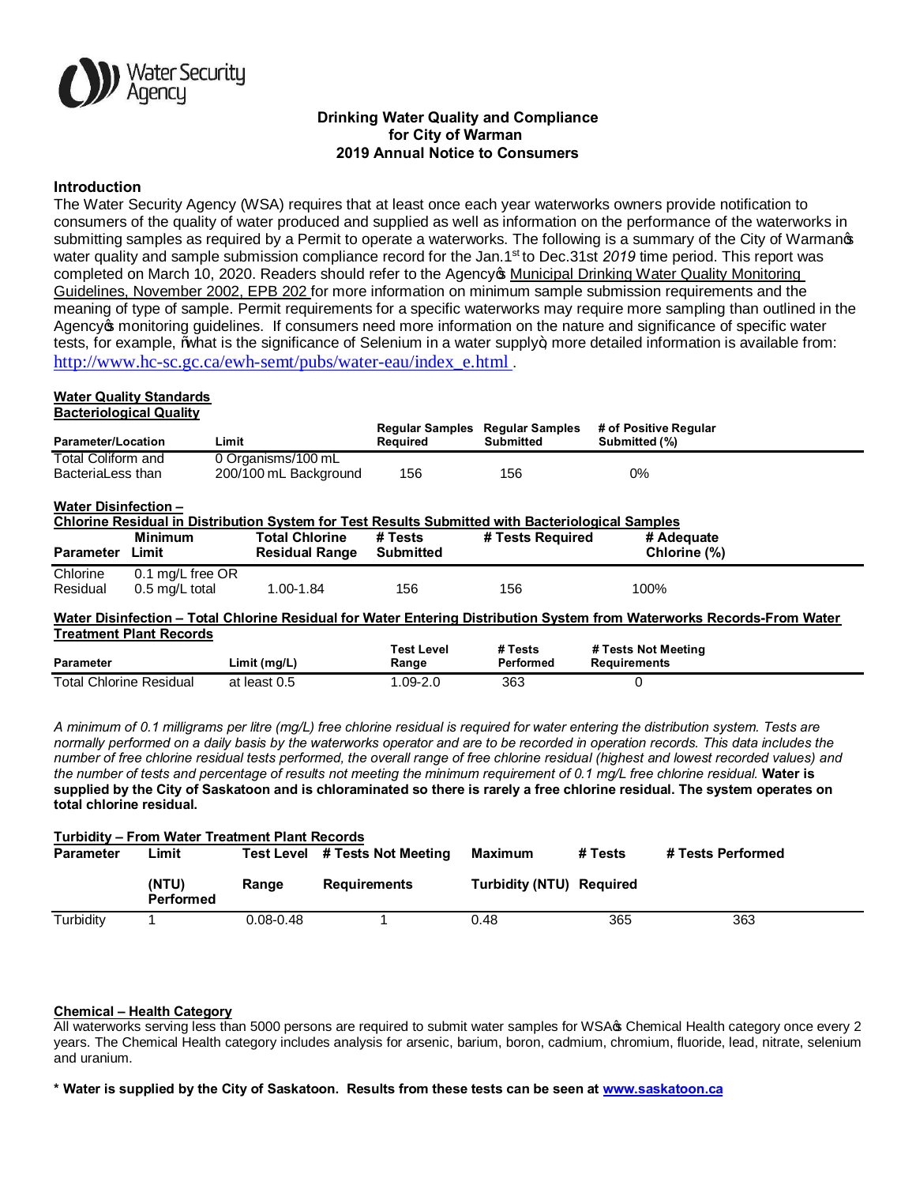Water Security Agency

# Drinking Water Quality and Compliance for City of Warman 2019 Annual Notice to Consumers

## Introduction

The Water Security Agency (WSA) requires that at least once each year waterworks owners provide notification to consumers of the quality of water produced and supplied as well as information on the performance of the waterworks in submitting samples as required by a Permit to operate a waterworks. The following is a summary of the City of Warman's water quality and sample submission compliance record for the Jan.1st to Dec.31st *2019* time period. This report was completed on March 10, 2020. Readers should refer to the Agency's Municipal Drinking Water Quality Monitoring Guidelines, November 2002, EPB 202 for more information on minimum sample submission requirements and the meaning of type of sample. Permit requirements for a specific waterworks may require more sampling than outlined in the Agency's monitoring guidelines. If consumers need more information on the nature and significance of specific water tests, for example, "what is the significance of Selenium in a water supply", more detailed information is available from: http://www.hc-sc.gc.ca/ewh-semt/pubs/water-eau/index_e.html .

### Water Quality Standards

#### Bacteriological Quality

| Parameter/Location | Limit | Regular Samples Required | Regular Samples Submitted | # of Positive Regular Submitted (%) |
|---|---|---|---|---|
| Total Coliform and BacteriaLess than | 0 Organisms/100 mL 200/100 mL Background | 156 | 156 | 0% |

#### Water Disinfection – Chlorine Residual in Distribution System for Test Results Submitted with Bacteriological Samples

| Parameter | Minimum Limit | Total Chlorine Residual Range | # Tests Submitted | # Tests Required | # Adequate Chlorine (%) |
|---|---|---|---|---|---|
| Chlorine Residual | 0.1 mg/L free OR 0.5 mg/L total | 1.00-1.84 | 156 | 156 | 100% |

#### Water Disinfection – Total Chlorine Residual for Water Entering Distribution System from Waterworks Records-From Water Treatment Plant Records

| Parameter | Limit (mg/L) | Test Level Range | # Tests Performed | # Tests Not Meeting Requirements |
|---|---|---|---|---|
| Total Chlorine Residual | at least 0.5 | 1.09-2.0 | 363 | 0 |

*A minimum of 0.1 milligrams per litre (mg/L) free chlorine residual is required for water entering the distribution system. Tests are normally performed on a daily basis by the waterworks operator and are to be recorded in operation records. This data includes the number of free chlorine residual tests performed, the overall range of free chlorine residual (highest and lowest recorded values) and the number of tests and percentage of results not meeting the minimum requirement of 0.1 mg/L free chlorine residual.* **Water is supplied by the City of Saskatoon and is chloraminated so there is rarely a free chlorine residual. The system operates on total chlorine residual.**

#### Turbidity – From Water Treatment Plant Records

| Parameter | Limit (NTU) Performed | Test Level Range | # Tests Not Meeting Requirements | Maximum Turbidity (NTU) | # Tests Required | # Tests Performed |
|---|---|---|---|---|---|---|
| Turbidity | 1 | 0.08-0.48 | 1 | 0.48 | 365 | 363 |

#### Chemical – Health Category

All waterworks serving less than 5000 persons are required to submit water samples for WSA's Chemical Health category once every 2 years. The Chemical Health category includes analysis for arsenic, barium, boron, cadmium, chromium, fluoride, lead, nitrate, selenium and uranium.

**\* Water is supplied by the City of Saskatoon. Results from these tests can be seen at www.saskatoon.ca**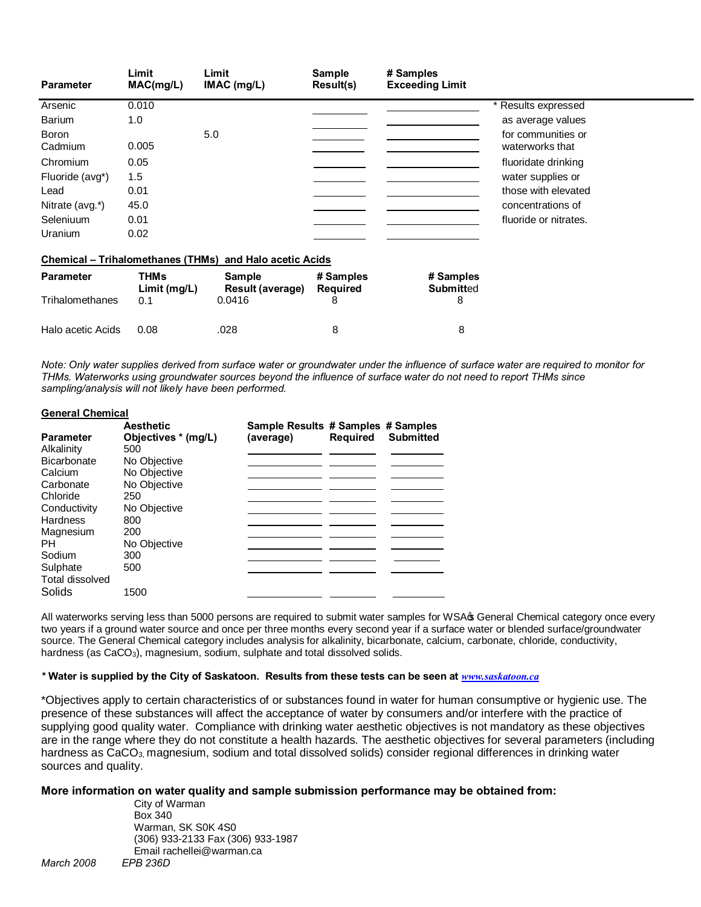| Parameter | Limit MAC(mg/L) | Limit IMAC (mg/L) | Sample Result(s) | # Samples Exceeding Limit |
|---|---|---|---|---|
| Arsenic | 0.010 | | | |
| Barium | 1.0 | | | |
| Boron | | 5.0 | | |
| Cadmium | 0.005 | | | |
| Chromium | 0.05 | | | |
| Fluoride (avg*) | 1.5 | | | |
| Lead | 0.01 | | | |
| Nitrate (avg.*) | 45.0 | | | |
| Seleniuum | 0.01 | | | |
| Uranium | 0.02 | | | |

* Results expressed as average values for communities or waterworks that fluoridate drinking water supplies or those with elevated concentrations of fluoride or nitrates.

**Chemical – Trihalomethanes (THMs) and Halo acetic Acids**

| Parameter | THMs Limit (mg/L) | Sample Result (average) | # Samples Required | # Samples Submitted |
|---|---|---|---|---|
| Trihalomethanes | 0.1 | 0.0416 | 8 | 8 |
| Halo acetic Acids | 0.08 | .028 | 8 | 8 |

*Note: Only water supplies derived from surface water or groundwater under the influence of surface water are required to monitor for THMs. Waterworks using groundwater sources beyond the influence of surface water do not need to report THMs since sampling/analysis will not likely have been performed.*

**General Chemical**

| Parameter | Aesthetic Objectives * (mg/L) | Sample Results (average) | # Samples Required | # Samples Submitted |
|---|---|---|---|---|
| Alkalinity | 500 | | | |
| Bicarbonate | No Objective | | | |
| Calcium | No Objective | | | |
| Carbonate | No Objective | | | |
| Chloride | 250 | | | |
| Conductivity | No Objective | | | |
| Hardness | 800 | | | |
| Magnesium | 200 | | | |
| PH | No Objective | | | |
| Sodium | 300 | | | |
| Sulphate | 500 | | | |
| Total dissolved Solids | 1500 | | | |

All waterworks serving less than 5000 persons are required to submit water samples for WSA's General Chemical category once every two years if a ground water source and once per three months every second year if a surface water or blended surface/groundwater source. The General Chemical category includes analysis for alkalinity, bicarbonate, calcium, carbonate, chloride, conductivity, hardness (as $CaCO_3$), magnesium, sodium, sulphate and total dissolved solids.

**\* Water is supplied by the City of Saskatoon. Results from these tests can be seen at *www.saskatoon.ca***

*Objectives apply to certain characteristics of or substances found in water for human consumptive or hygienic use. The presence of these substances will affect the acceptance of water by consumers and/or interfere with the practice of supplying good quality water. Compliance with drinking water aesthetic objectives is not mandatory as these objectives are in the range where they do not constitute a health hazards. The aesthetic objectives for several parameters (including hardness as $CaCO_3$, magnesium, sodium and total dissolved solids) consider regional differences in drinking water sources and quality.

**More information on water quality and sample submission performance may be obtained from:**

City of Warman
Box 340
Warman, SK S0K 4S0
(306) 933-2133 Fax (306) 933-1987
Email rachellei@warman.ca

*March 2008* *EPB 236D*